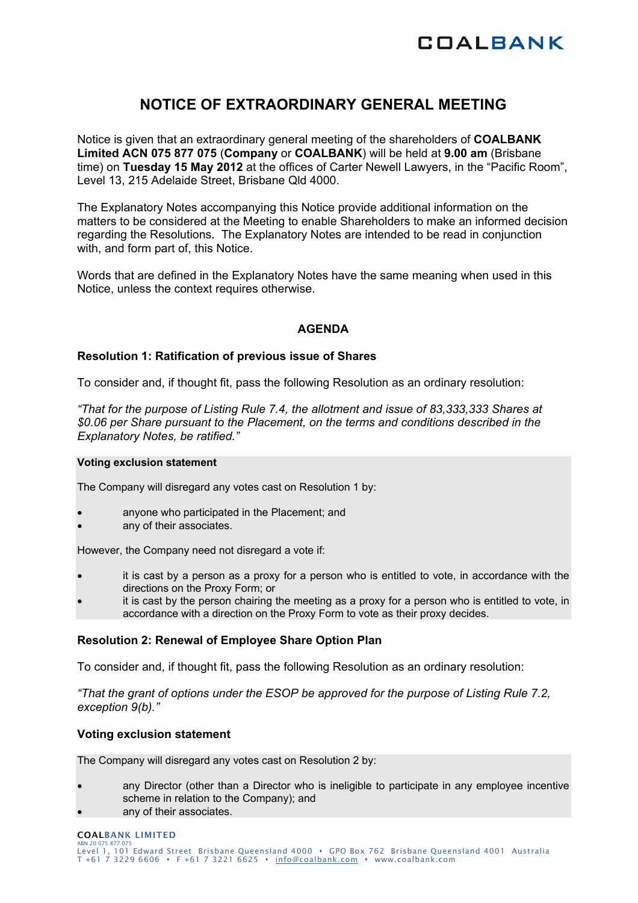COALBANK

# NOTICE OF EXTRAORDINARY GENERAL MEETING

Notice is given that an extraordinary general meeting of the shareholders of **COALBANK Limited ACN 075 877 075** (**Company** or **COALBANK**) will be held at **9.00 am** (Brisbane time) on **Tuesday 15 May 2012** at the offices of Carter Newell Lawyers, in the "Pacific Room", Level 13, 215 Adelaide Street, Brisbane Qld 4000.

The Explanatory Notes accompanying this Notice provide additional information on the matters to be considered at the Meeting to enable Shareholders to make an informed decision regarding the Resolutions. The Explanatory Notes are intended to be read in conjunction with, and form part of, this Notice.

Words that are defined in the Explanatory Notes have the same meaning when used in this Notice, unless the context requires otherwise.

## AGENDA

### Resolution 1: Ratification of previous issue of Shares

To consider and, if thought fit, pass the following Resolution as an ordinary resolution:

*"That for the purpose of Listing Rule 7.4, the allotment and issue of 83,333,333 Shares at $0.06 per Share pursuant to the Placement, on the terms and conditions described in the Explanatory Notes, be ratified."*

**Voting exclusion statement**

The Company will disregard any votes cast on Resolution 1 by:

- anyone who participated in the Placement; and
- any of their associates.

However, the Company need not disregard a vote if:

- it is cast by a person as a proxy for a person who is entitled to vote, in accordance with the directions on the Proxy Form; or
- it is cast by the person chairing the meeting as a proxy for a person who is entitled to vote, in accordance with a direction on the Proxy Form to vote as their proxy decides.

### Resolution 2: Renewal of Employee Share Option Plan

To consider and, if thought fit, pass the following Resolution as an ordinary resolution:

*"That the grant of options under the ESOP be approved for the purpose of Listing Rule 7.2, exception 9(b)."*

### Voting exclusion statement

The Company will disregard any votes cast on Resolution 2 by:

- any Director (other than a Director who is ineligible to participate in any employee incentive scheme in relation to the Company); and
- any of their associates.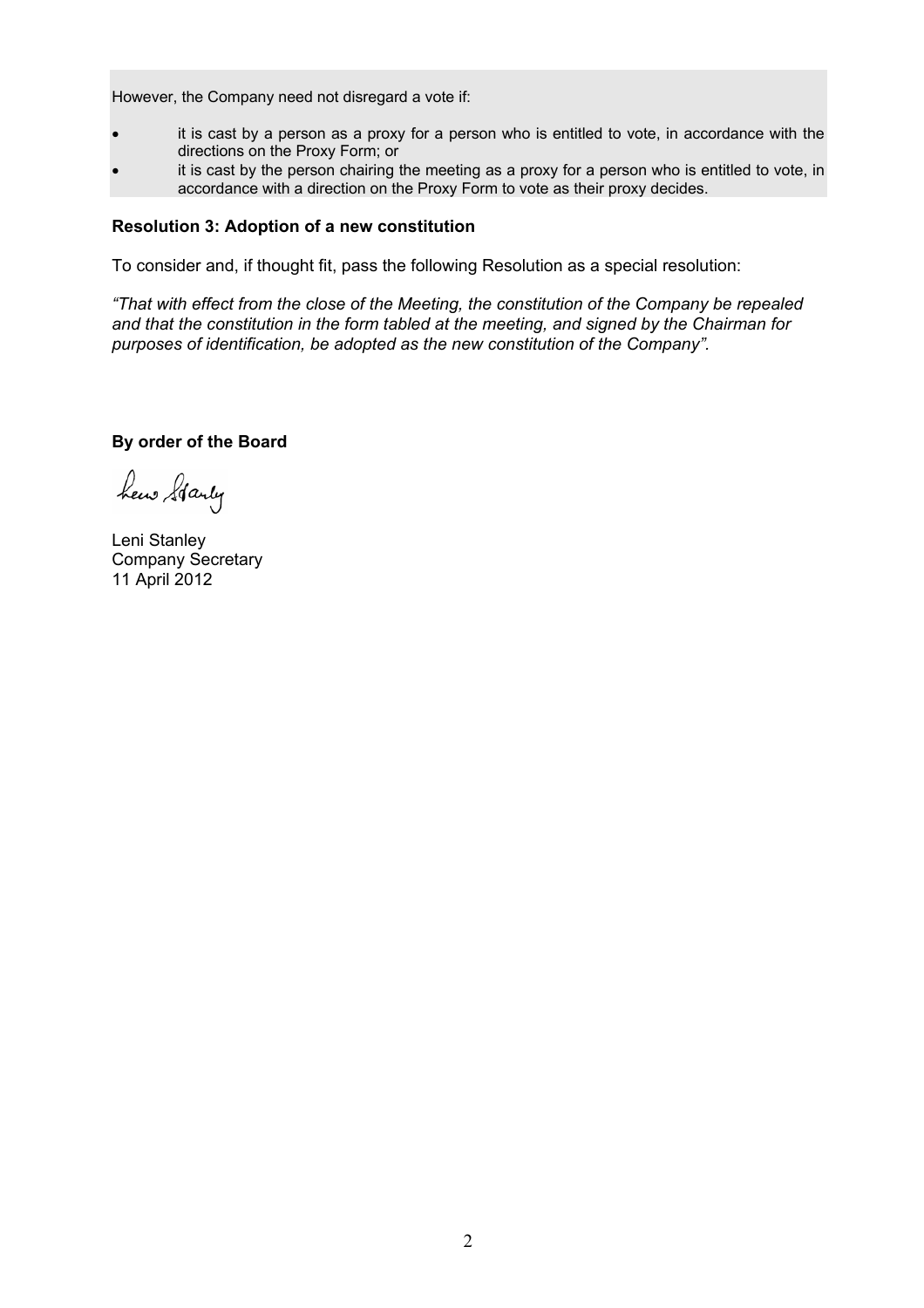However, the Company need not disregard a vote if:

- it is cast by a person as a proxy for a person who is entitled to vote, in accordance with the directions on the Proxy Form; or
- it is cast by the person chairing the meeting as a proxy for a person who is entitled to vote, in accordance with a direction on the Proxy Form to vote as their proxy decides.

**Resolution 3: Adoption of a new constitution**

To consider and, if thought fit, pass the following Resolution as a special resolution:

*"That with effect from the close of the Meeting, the constitution of the Company be repealed and that the constitution in the form tabled at the meeting, and signed by the Chairman for purposes of identification, be adopted as the new constitution of the Company".*

**By order of the Board**

Leni Stanley
Company Secretary
11 April 2012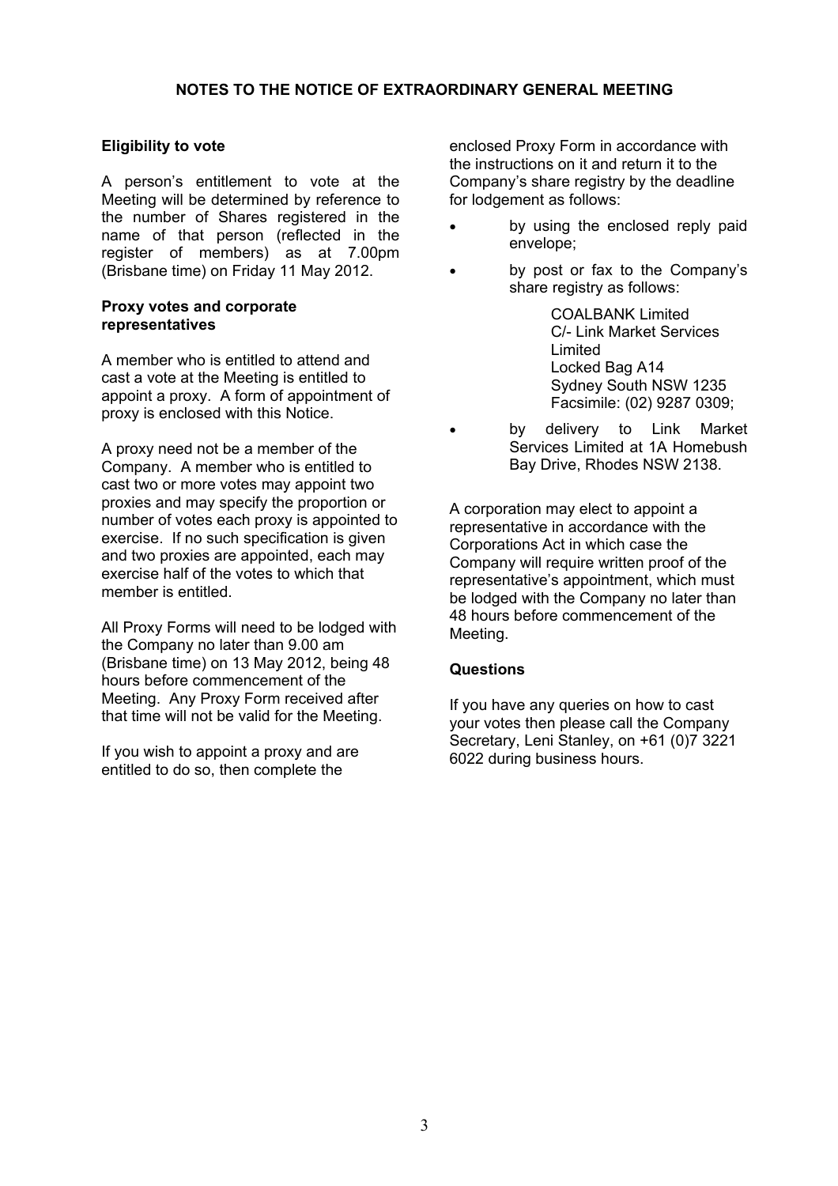## NOTES TO THE NOTICE OF EXTRAORDINARY GENERAL MEETING

### Eligibility to vote

A person's entitlement to vote at the Meeting will be determined by reference to the number of Shares registered in the name of that person (reflected in the register of members) as at 7.00pm (Brisbane time) on Friday 11 May 2012.

### Proxy votes and corporate representatives

A member who is entitled to attend and cast a vote at the Meeting is entitled to appoint a proxy. A form of appointment of proxy is enclosed with this Notice.

A proxy need not be a member of the Company. A member who is entitled to cast two or more votes may appoint two proxies and may specify the proportion or number of votes each proxy is appointed to exercise. If no such specification is given and two proxies are appointed, each may exercise half of the votes to which that member is entitled.

All Proxy Forms will need to be lodged with the Company no later than 9.00 am (Brisbane time) on 13 May 2012, being 48 hours before commencement of the Meeting. Any Proxy Form received after that time will not be valid for the Meeting.

If you wish to appoint a proxy and are entitled to do so, then complete the enclosed Proxy Form in accordance with the instructions on it and return it to the Company's share registry by the deadline for lodgement as follows:

- by using the enclosed reply paid envelope;
- by post or fax to the Company's share registry as follows:

  COALBANK Limited
  C/- Link Market Services Limited
  Locked Bag A14
  Sydney South NSW 1235
  Facsimile: (02) 9287 0309;
- by delivery to Link Market Services Limited at 1A Homebush Bay Drive, Rhodes NSW 2138.

A corporation may elect to appoint a representative in accordance with the Corporations Act in which case the Company will require written proof of the representative's appointment, which must be lodged with the Company no later than 48 hours before commencement of the Meeting.

### Questions

If you have any queries on how to cast your votes then please call the Company Secretary, Leni Stanley, on +61 (0)7 3221 6022 during business hours.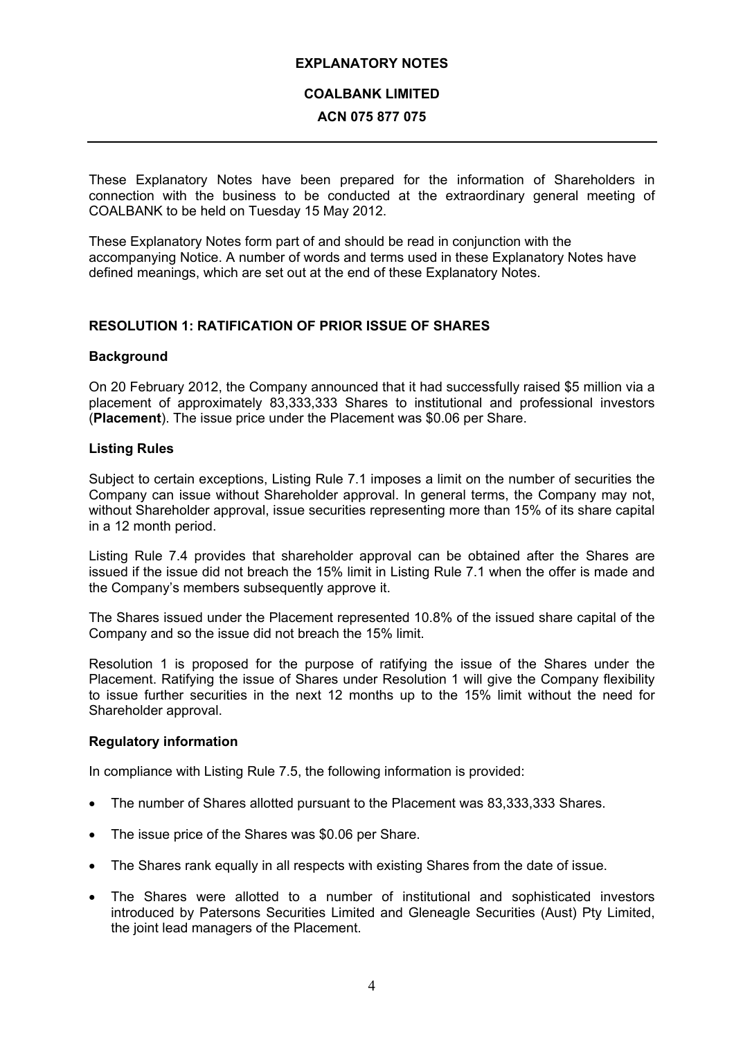# EXPLANATORY NOTES

## COALBANK LIMITED

## ACN 075 877 075

These Explanatory Notes have been prepared for the information of Shareholders in connection with the business to be conducted at the extraordinary general meeting of COALBANK to be held on Tuesday 15 May 2012.

These Explanatory Notes form part of and should be read in conjunction with the accompanying Notice. A number of words and terms used in these Explanatory Notes have defined meanings, which are set out at the end of these Explanatory Notes.

### RESOLUTION 1: RATIFICATION OF PRIOR ISSUE OF SHARES

#### Background

On 20 February 2012, the Company announced that it had successfully raised $5 million via a placement of approximately 83,333,333 Shares to institutional and professional investors (**Placement**). The issue price under the Placement was $0.06 per Share.

#### Listing Rules

Subject to certain exceptions, Listing Rule 7.1 imposes a limit on the number of securities the Company can issue without Shareholder approval. In general terms, the Company may not, without Shareholder approval, issue securities representing more than 15% of its share capital in a 12 month period.

Listing Rule 7.4 provides that shareholder approval can be obtained after the Shares are issued if the issue did not breach the 15% limit in Listing Rule 7.1 when the offer is made and the Company's members subsequently approve it.

The Shares issued under the Placement represented 10.8% of the issued share capital of the Company and so the issue did not breach the 15% limit.

Resolution 1 is proposed for the purpose of ratifying the issue of the Shares under the Placement. Ratifying the issue of Shares under Resolution 1 will give the Company flexibility to issue further securities in the next 12 months up to the 15% limit without the need for Shareholder approval.

#### Regulatory information

In compliance with Listing Rule 7.5, the following information is provided:

- The number of Shares allotted pursuant to the Placement was 83,333,333 Shares.
- The issue price of the Shares was $0.06 per Share.
- The Shares rank equally in all respects with existing Shares from the date of issue.
- The Shares were allotted to a number of institutional and sophisticated investors introduced by Patersons Securities Limited and Gleneagle Securities (Aust) Pty Limited, the joint lead managers of the Placement.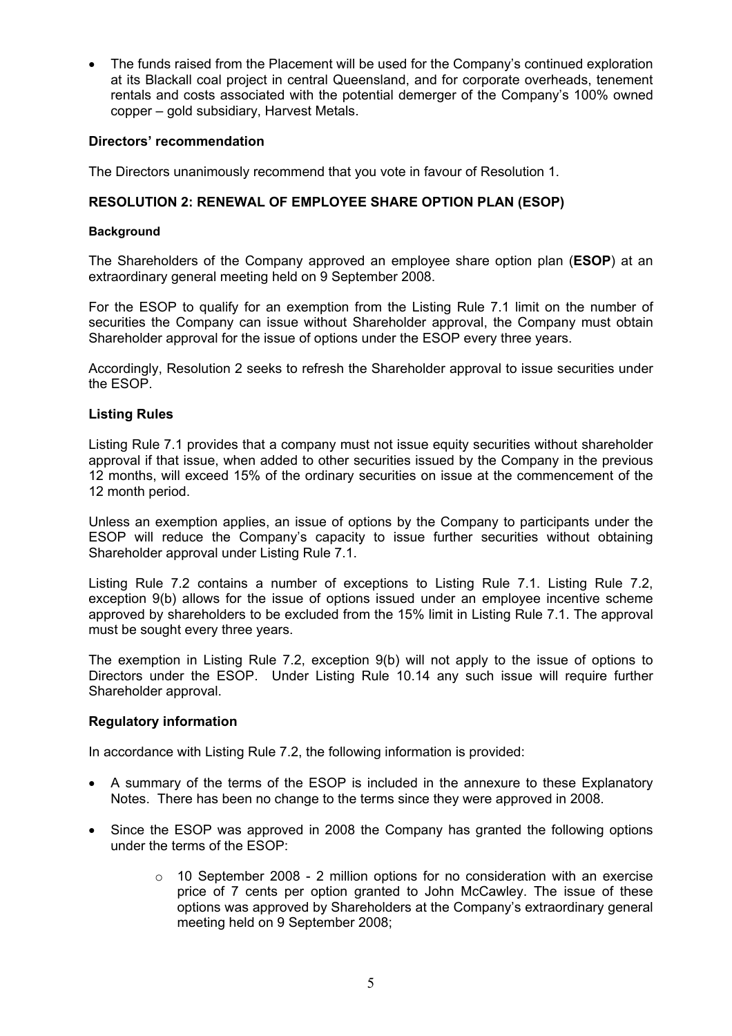- The funds raised from the Placement will be used for the Company's continued exploration at its Blackall coal project in central Queensland, and for corporate overheads, tenement rentals and costs associated with the potential demerger of the Company's 100% owned copper – gold subsidiary, Harvest Metals.

**Directors' recommendation**

The Directors unanimously recommend that you vote in favour of Resolution 1.

**RESOLUTION 2: RENEWAL OF EMPLOYEE SHARE OPTION PLAN (ESOP)**

**Background**

The Shareholders of the Company approved an employee share option plan (**ESOP**) at an extraordinary general meeting held on 9 September 2008.

For the ESOP to qualify for an exemption from the Listing Rule 7.1 limit on the number of securities the Company can issue without Shareholder approval, the Company must obtain Shareholder approval for the issue of options under the ESOP every three years.

Accordingly, Resolution 2 seeks to refresh the Shareholder approval to issue securities under the ESOP.

**Listing Rules**

Listing Rule 7.1 provides that a company must not issue equity securities without shareholder approval if that issue, when added to other securities issued by the Company in the previous 12 months, will exceed 15% of the ordinary securities on issue at the commencement of the 12 month period.

Unless an exemption applies, an issue of options by the Company to participants under the ESOP will reduce the Company's capacity to issue further securities without obtaining Shareholder approval under Listing Rule 7.1.

Listing Rule 7.2 contains a number of exceptions to Listing Rule 7.1. Listing Rule 7.2, exception 9(b) allows for the issue of options issued under an employee incentive scheme approved by shareholders to be excluded from the 15% limit in Listing Rule 7.1. The approval must be sought every three years.

The exemption in Listing Rule 7.2, exception 9(b) will not apply to the issue of options to Directors under the ESOP. Under Listing Rule 10.14 any such issue will require further Shareholder approval.

**Regulatory information**

In accordance with Listing Rule 7.2, the following information is provided:

- A summary of the terms of the ESOP is included in the annexure to these Explanatory Notes. There has been no change to the terms since they were approved in 2008.
- Since the ESOP was approved in 2008 the Company has granted the following options under the terms of the ESOP:
  - 10 September 2008 - 2 million options for no consideration with an exercise price of 7 cents per option granted to John McCawley. The issue of these options was approved by Shareholders at the Company's extraordinary general meeting held on 9 September 2008;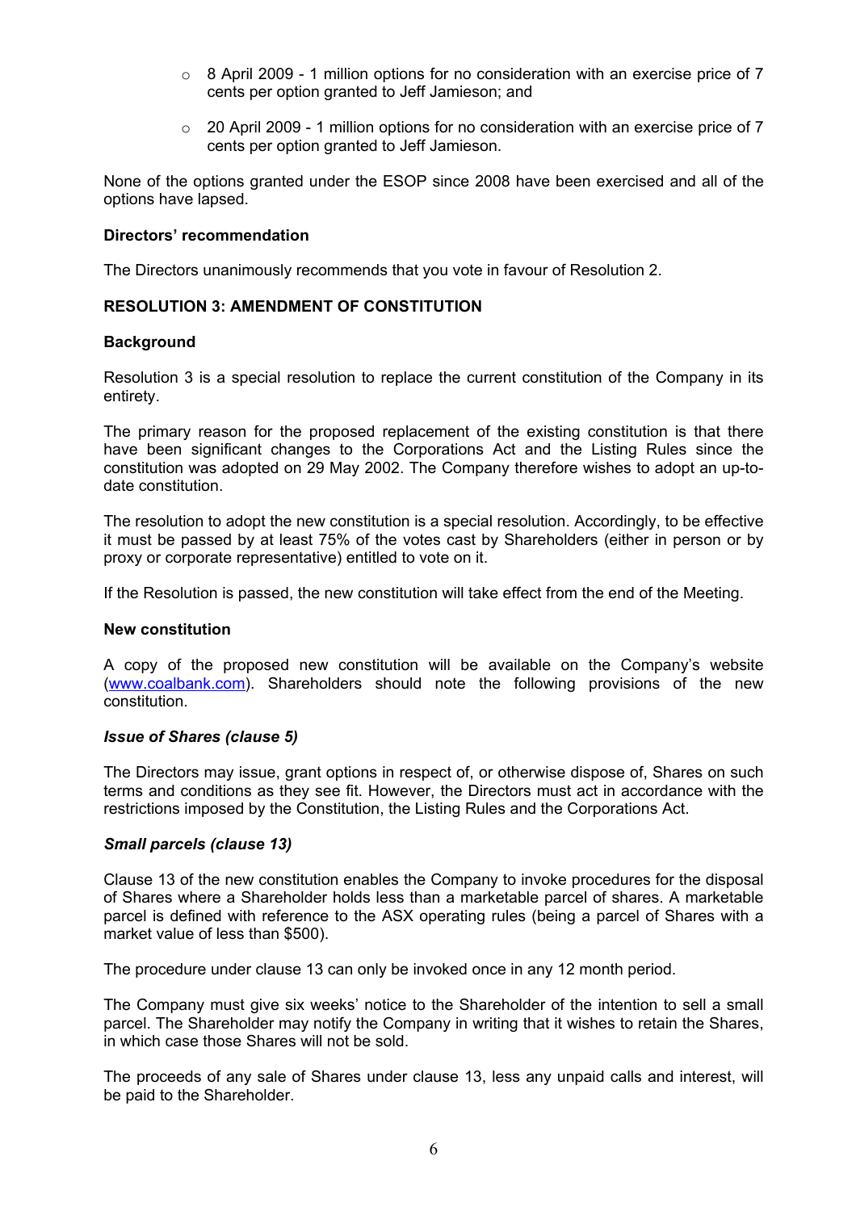- 8 April 2009 - 1 million options for no consideration with an exercise price of 7 cents per option granted to Jeff Jamieson; and
- 20 April 2009 - 1 million options for no consideration with an exercise price of 7 cents per option granted to Jeff Jamieson.

None of the options granted under the ESOP since 2008 have been exercised and all of the options have lapsed.

**Directors' recommendation**

The Directors unanimously recommends that you vote in favour of Resolution 2.

**RESOLUTION 3: AMENDMENT OF CONSTITUTION**

**Background**

Resolution 3 is a special resolution to replace the current constitution of the Company in its entirety.

The primary reason for the proposed replacement of the existing constitution is that there have been significant changes to the Corporations Act and the Listing Rules since the constitution was adopted on 29 May 2002. The Company therefore wishes to adopt an up-to-date constitution.

The resolution to adopt the new constitution is a special resolution. Accordingly, to be effective it must be passed by at least 75% of the votes cast by Shareholders (either in person or by proxy or corporate representative) entitled to vote on it.

If the Resolution is passed, the new constitution will take effect from the end of the Meeting.

**New constitution**

A copy of the proposed new constitution will be available on the Company's website (www.coalbank.com). Shareholders should note the following provisions of the new constitution.

***Issue of Shares (clause 5)***

The Directors may issue, grant options in respect of, or otherwise dispose of, Shares on such terms and conditions as they see fit. However, the Directors must act in accordance with the restrictions imposed by the Constitution, the Listing Rules and the Corporations Act.

***Small parcels (clause 13)***

Clause 13 of the new constitution enables the Company to invoke procedures for the disposal of Shares where a Shareholder holds less than a marketable parcel of shares. A marketable parcel is defined with reference to the ASX operating rules (being a parcel of Shares with a market value of less than $500).

The procedure under clause 13 can only be invoked once in any 12 month period.

The Company must give six weeks' notice to the Shareholder of the intention to sell a small parcel. The Shareholder may notify the Company in writing that it wishes to retain the Shares, in which case those Shares will not be sold.

The proceeds of any sale of Shares under clause 13, less any unpaid calls and interest, will be paid to the Shareholder.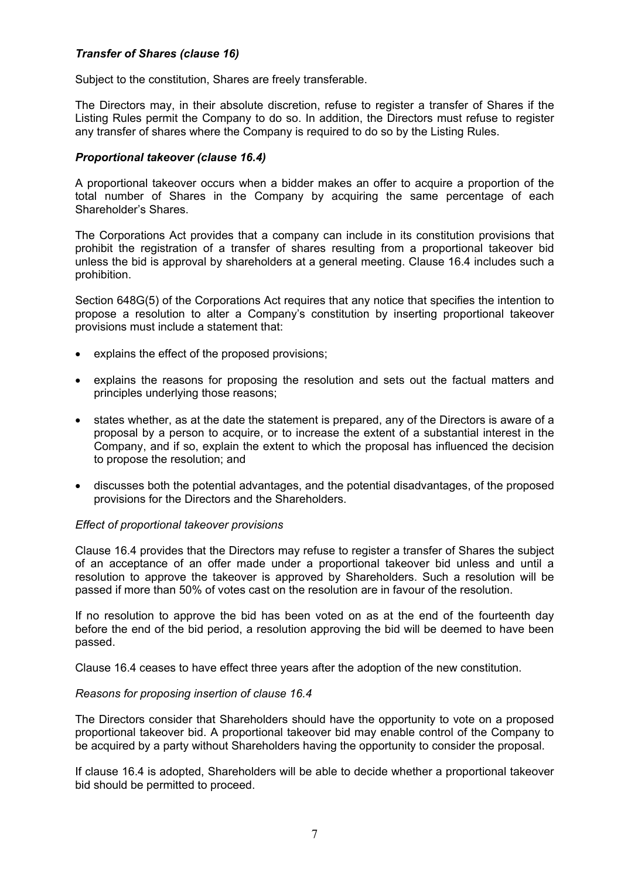### *Transfer of Shares (clause 16)*

Subject to the constitution, Shares are freely transferable.

The Directors may, in their absolute discretion, refuse to register a transfer of Shares if the Listing Rules permit the Company to do so. In addition, the Directors must refuse to register any transfer of shares where the Company is required to do so by the Listing Rules.

### *Proportional takeover (clause 16.4)*

A proportional takeover occurs when a bidder makes an offer to acquire a proportion of the total number of Shares in the Company by acquiring the same percentage of each Shareholder's Shares.

The Corporations Act provides that a company can include in its constitution provisions that prohibit the registration of a transfer of shares resulting from a proportional takeover bid unless the bid is approval by shareholders at a general meeting. Clause 16.4 includes such a prohibition.

Section 648G(5) of the Corporations Act requires that any notice that specifies the intention to propose a resolution to alter a Company's constitution by inserting proportional takeover provisions must include a statement that:

- explains the effect of the proposed provisions;
- explains the reasons for proposing the resolution and sets out the factual matters and principles underlying those reasons;
- states whether, as at the date the statement is prepared, any of the Directors is aware of a proposal by a person to acquire, or to increase the extent of a substantial interest in the Company, and if so, explain the extent to which the proposal has influenced the decision to propose the resolution; and
- discusses both the potential advantages, and the potential disadvantages, of the proposed provisions for the Directors and the Shareholders.

*Effect of proportional takeover provisions*

Clause 16.4 provides that the Directors may refuse to register a transfer of Shares the subject of an acceptance of an offer made under a proportional takeover bid unless and until a resolution to approve the takeover is approved by Shareholders. Such a resolution will be passed if more than 50% of votes cast on the resolution are in favour of the resolution.

If no resolution to approve the bid has been voted on as at the end of the fourteenth day before the end of the bid period, a resolution approving the bid will be deemed to have been passed.

Clause 16.4 ceases to have effect three years after the adoption of the new constitution.

*Reasons for proposing insertion of clause 16.4*

The Directors consider that Shareholders should have the opportunity to vote on a proposed proportional takeover bid. A proportional takeover bid may enable control of the Company to be acquired by a party without Shareholders having the opportunity to consider the proposal.

If clause 16.4 is adopted, Shareholders will be able to decide whether a proportional takeover bid should be permitted to proceed.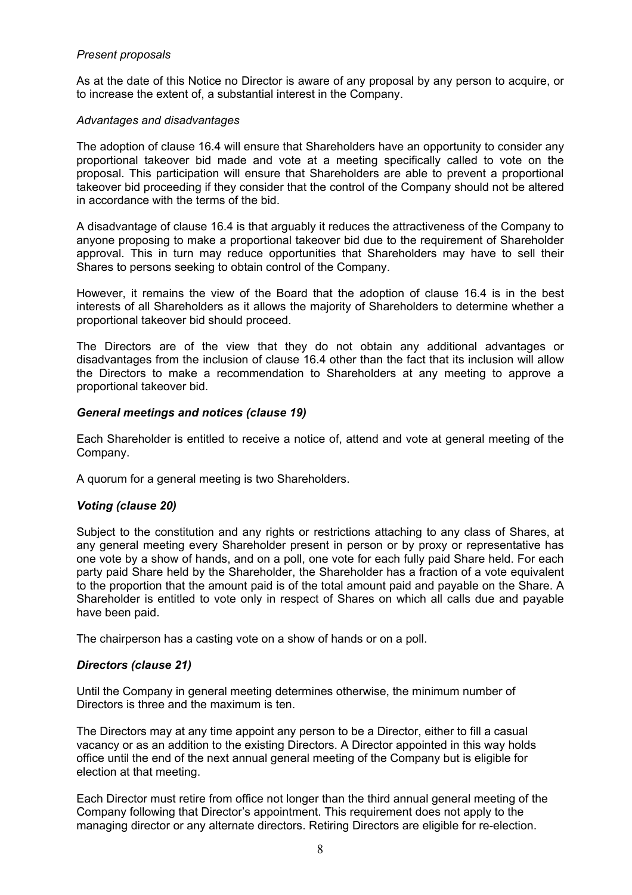*Present proposals*

As at the date of this Notice no Director is aware of any proposal by any person to acquire, or to increase the extent of, a substantial interest in the Company.

*Advantages and disadvantages*

The adoption of clause 16.4 will ensure that Shareholders have an opportunity to consider any proportional takeover bid made and vote at a meeting specifically called to vote on the proposal. This participation will ensure that Shareholders are able to prevent a proportional takeover bid proceeding if they consider that the control of the Company should not be altered in accordance with the terms of the bid.

A disadvantage of clause 16.4 is that arguably it reduces the attractiveness of the Company to anyone proposing to make a proportional takeover bid due to the requirement of Shareholder approval. This in turn may reduce opportunities that Shareholders may have to sell their Shares to persons seeking to obtain control of the Company.

However, it remains the view of the Board that the adoption of clause 16.4 is in the best interests of all Shareholders as it allows the majority of Shareholders to determine whether a proportional takeover bid should proceed.

The Directors are of the view that they do not obtain any additional advantages or disadvantages from the inclusion of clause 16.4 other than the fact that its inclusion will allow the Directors to make a recommendation to Shareholders at any meeting to approve a proportional takeover bid.

***General meetings and notices (clause 19)***

Each Shareholder is entitled to receive a notice of, attend and vote at general meeting of the Company.

A quorum for a general meeting is two Shareholders.

***Voting (clause 20)***

Subject to the constitution and any rights or restrictions attaching to any class of Shares, at any general meeting every Shareholder present in person or by proxy or representative has one vote by a show of hands, and on a poll, one vote for each fully paid Share held. For each party paid Share held by the Shareholder, the Shareholder has a fraction of a vote equivalent to the proportion that the amount paid is of the total amount paid and payable on the Share. A Shareholder is entitled to vote only in respect of Shares on which all calls due and payable have been paid.

The chairperson has a casting vote on a show of hands or on a poll.

***Directors (clause 21)***

Until the Company in general meeting determines otherwise, the minimum number of Directors is three and the maximum is ten.

The Directors may at any time appoint any person to be a Director, either to fill a casual vacancy or as an addition to the existing Directors. A Director appointed in this way holds office until the end of the next annual general meeting of the Company but is eligible for election at that meeting.

Each Director must retire from office not longer than the third annual general meeting of the Company following that Director's appointment. This requirement does not apply to the managing director or any alternate directors. Retiring Directors are eligible for re-election.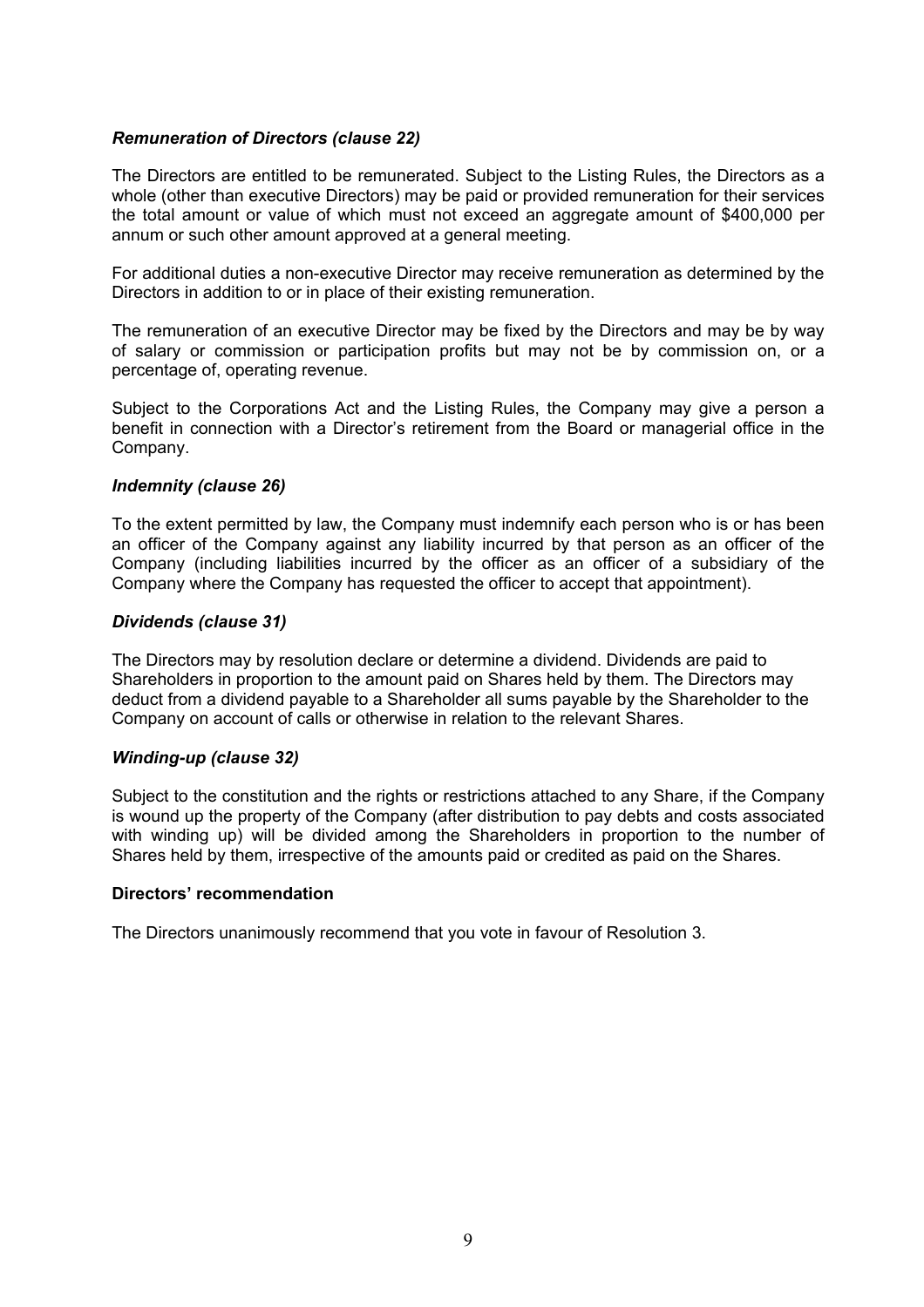### *Remuneration of Directors (clause 22)*

The Directors are entitled to be remunerated. Subject to the Listing Rules, the Directors as a whole (other than executive Directors) may be paid or provided remuneration for their services the total amount or value of which must not exceed an aggregate amount of $400,000 per annum or such other amount approved at a general meeting.

For additional duties a non-executive Director may receive remuneration as determined by the Directors in addition to or in place of their existing remuneration.

The remuneration of an executive Director may be fixed by the Directors and may be by way of salary or commission or participation profits but may not be by commission on, or a percentage of, operating revenue.

Subject to the Corporations Act and the Listing Rules, the Company may give a person a benefit in connection with a Director's retirement from the Board or managerial office in the Company.

### *Indemnity (clause 26)*

To the extent permitted by law, the Company must indemnify each person who is or has been an officer of the Company against any liability incurred by that person as an officer of the Company (including liabilities incurred by the officer as an officer of a subsidiary of the Company where the Company has requested the officer to accept that appointment).

### *Dividends (clause 31)*

The Directors may by resolution declare or determine a dividend. Dividends are paid to Shareholders in proportion to the amount paid on Shares held by them. The Directors may deduct from a dividend payable to a Shareholder all sums payable by the Shareholder to the Company on account of calls or otherwise in relation to the relevant Shares.

### *Winding-up (clause 32)*

Subject to the constitution and the rights or restrictions attached to any Share, if the Company is wound up the property of the Company (after distribution to pay debts and costs associated with winding up) will be divided among the Shareholders in proportion to the number of Shares held by them, irrespective of the amounts paid or credited as paid on the Shares.

### **Directors' recommendation**

The Directors unanimously recommend that you vote in favour of Resolution 3.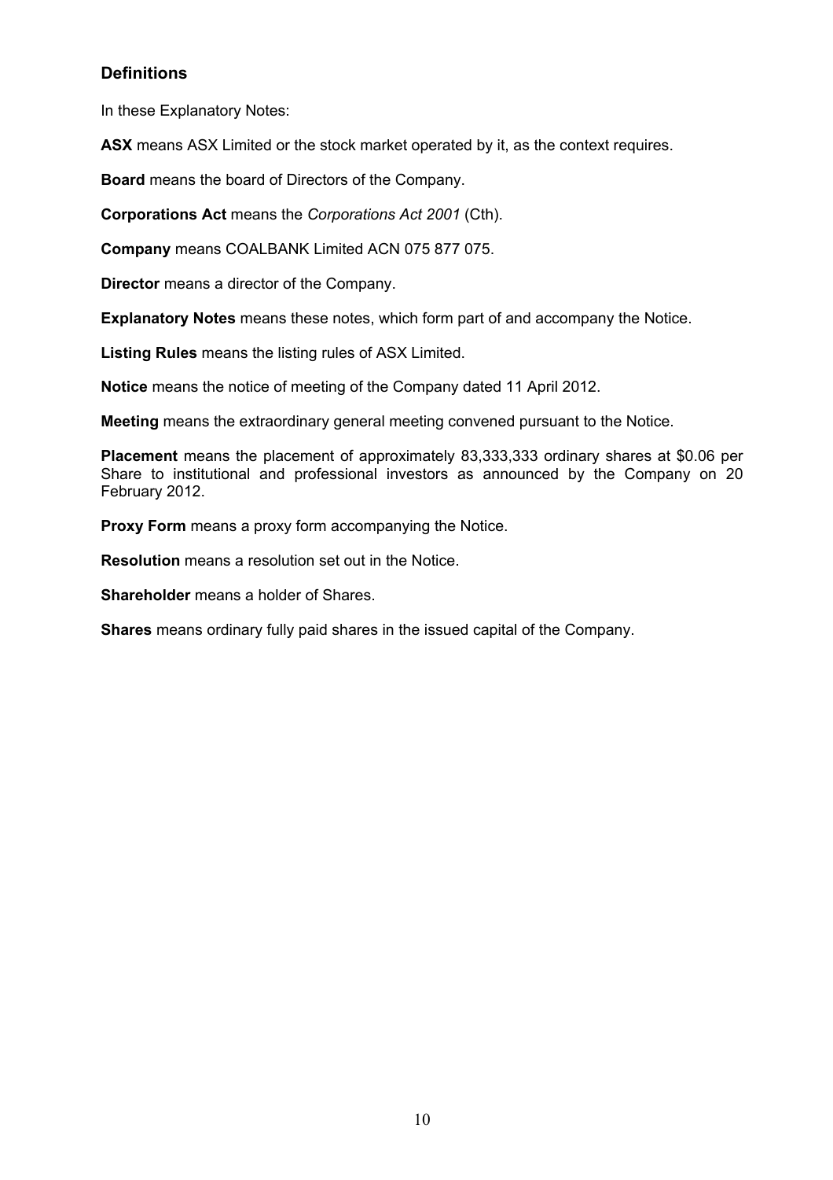## Definitions

In these Explanatory Notes:

**ASX** means ASX Limited or the stock market operated by it, as the context requires.

**Board** means the board of Directors of the Company.

**Corporations Act** means the *Corporations Act 2001* (Cth).

**Company** means COALBANK Limited ACN 075 877 075.

**Director** means a director of the Company.

**Explanatory Notes** means these notes, which form part of and accompany the Notice.

**Listing Rules** means the listing rules of ASX Limited.

**Notice** means the notice of meeting of the Company dated 11 April 2012.

**Meeting** means the extraordinary general meeting convened pursuant to the Notice.

**Placement** means the placement of approximately 83,333,333 ordinary shares at $0.06 per Share to institutional and professional investors as announced by the Company on 20 February 2012.

**Proxy Form** means a proxy form accompanying the Notice.

**Resolution** means a resolution set out in the Notice.

**Shareholder** means a holder of Shares.

**Shares** means ordinary fully paid shares in the issued capital of the Company.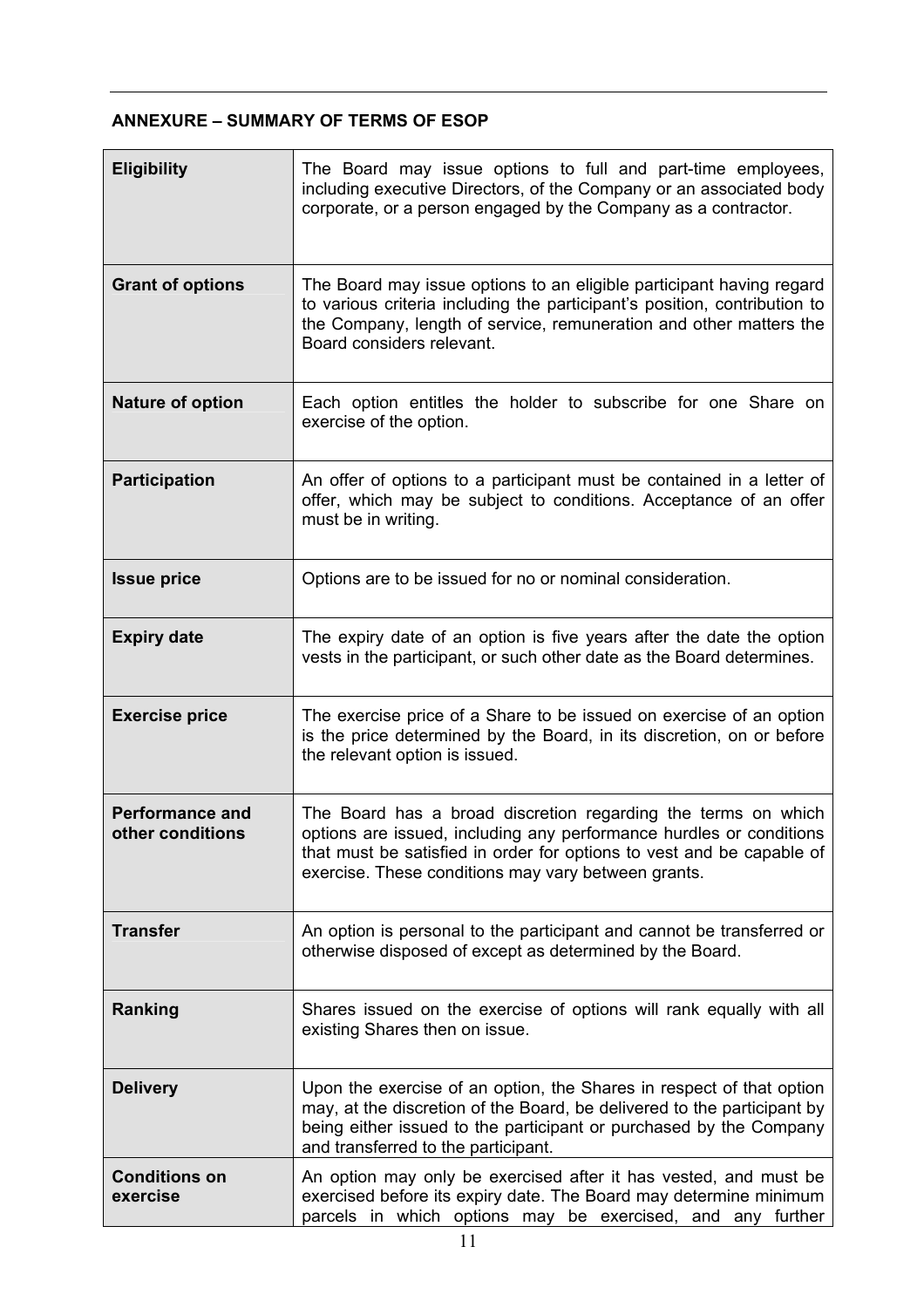**ANNEXURE – SUMMARY OF TERMS OF ESOP**

| | |
|---|---|
| **Eligibility** | The Board may issue options to full and part-time employees, including executive Directors, of the Company or an associated body corporate, or a person engaged by the Company as a contractor. |
| **Grant of options** | The Board may issue options to an eligible participant having regard to various criteria including the participant's position, contribution to the Company, length of service, remuneration and other matters the Board considers relevant. |
| **Nature of option** | Each option entitles the holder to subscribe for one Share on exercise of the option. |
| **Participation** | An offer of options to a participant must be contained in a letter of offer, which may be subject to conditions. Acceptance of an offer must be in writing. |
| **Issue price** | Options are to be issued for no or nominal consideration. |
| **Expiry date** | The expiry date of an option is five years after the date the option vests in the participant, or such other date as the Board determines. |
| **Exercise price** | The exercise price of a Share to be issued on exercise of an option is the price determined by the Board, in its discretion, on or before the relevant option is issued. |
| **Performance and other conditions** | The Board has a broad discretion regarding the terms on which options are issued, including any performance hurdles or conditions that must be satisfied in order for options to vest and be capable of exercise. These conditions may vary between grants. |
| **Transfer** | An option is personal to the participant and cannot be transferred or otherwise disposed of except as determined by the Board. |
| **Ranking** | Shares issued on the exercise of options will rank equally with all existing Shares then on issue. |
| **Delivery** | Upon the exercise of an option, the Shares in respect of that option may, at the discretion of the Board, be delivered to the participant by being either issued to the participant or purchased by the Company and transferred to the participant. |
| **Conditions on exercise** | An option may only be exercised after it has vested, and must be exercised before its expiry date. The Board may determine minimum parcels in which options may be exercised, and any further |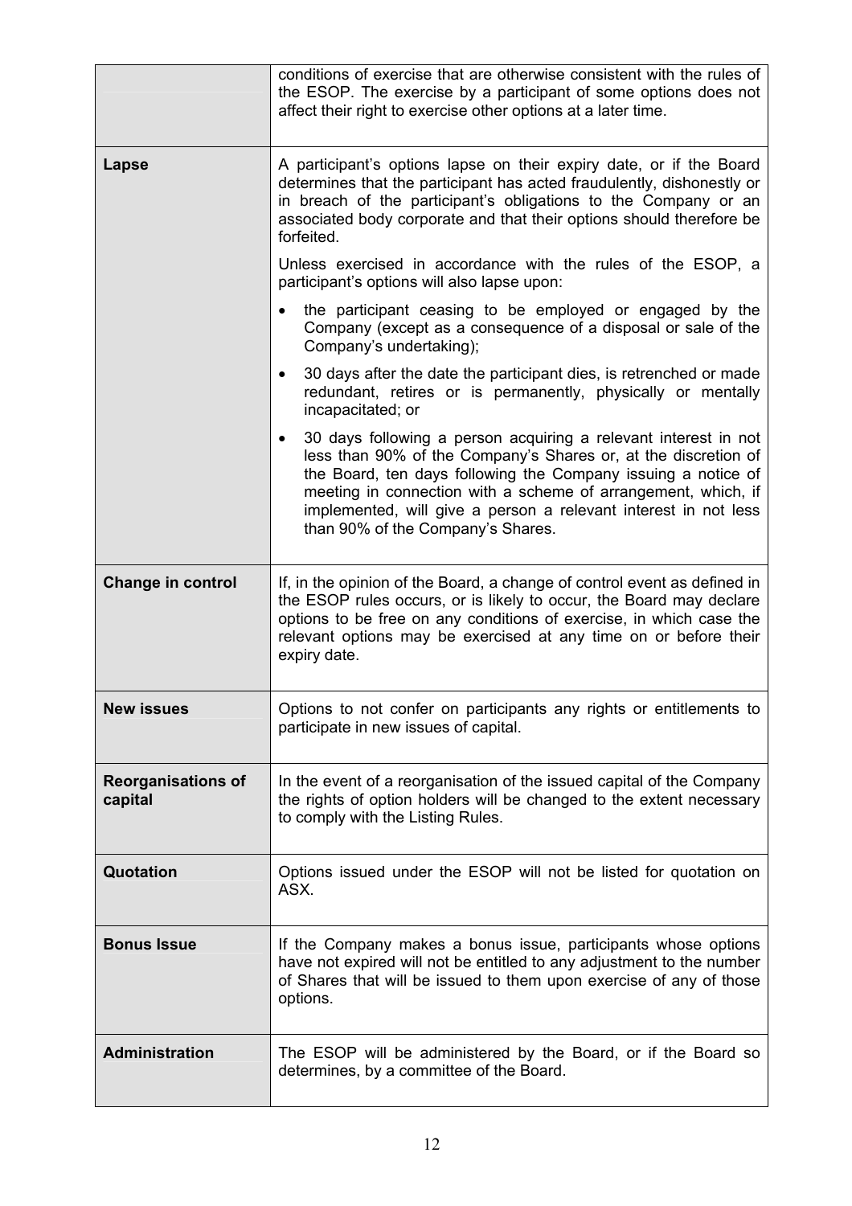| | |
|---|---|
| | conditions of exercise that are otherwise consistent with the rules of the ESOP. The exercise by a participant of some options does not affect their right to exercise other options at a later time. |
| **Lapse** | A participant's options lapse on their expiry date, or if the Board determines that the participant has acted fraudulently, dishonestly or in breach of the participant's obligations to the Company or an associated body corporate and that their options should therefore be forfeited.<br><br>Unless exercised in accordance with the rules of the ESOP, a participant's options will also lapse upon:<br><br>• the participant ceasing to be employed or engaged by the Company (except as a consequence of a disposal or sale of the Company's undertaking);<br><br>• 30 days after the date the participant dies, is retrenched or made redundant, retires or is permanently, physically or mentally incapacitated; or<br><br>• 30 days following a person acquiring a relevant interest in not less than 90% of the Company's Shares or, at the discretion of the Board, ten days following the Company issuing a notice of meeting in connection with a scheme of arrangement, which, if implemented, will give a person a relevant interest in not less than 90% of the Company's Shares. |
| **Change in control** | If, in the opinion of the Board, a change of control event as defined in the ESOP rules occurs, or is likely to occur, the Board may declare options to be free on any conditions of exercise, in which case the relevant options may be exercised at any time on or before their expiry date. |
| **New issues** | Options to not confer on participants any rights or entitlements to participate in new issues of capital. |
| **Reorganisations of capital** | In the event of a reorganisation of the issued capital of the Company the rights of option holders will be changed to the extent necessary to comply with the Listing Rules. |
| **Quotation** | Options issued under the ESOP will not be listed for quotation on ASX. |
| **Bonus Issue** | If the Company makes a bonus issue, participants whose options have not expired will not be entitled to any adjustment to the number of Shares that will be issued to them upon exercise of any of those options. |
| **Administration** | The ESOP will be administered by the Board, or if the Board so determines, by a committee of the Board. |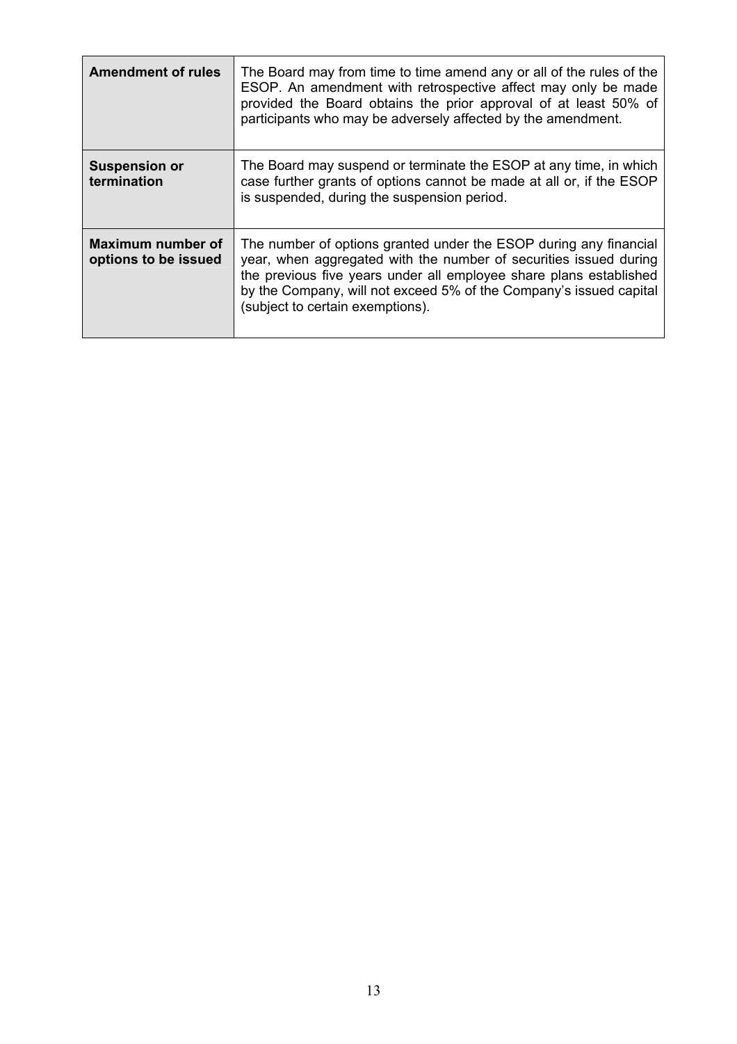| | |
|---|---|
| **Amendment of rules** | The Board may from time to time amend any or all of the rules of the ESOP. An amendment with retrospective affect may only be made provided the Board obtains the prior approval of at least 50% of participants who may be adversely affected by the amendment. |
| **Suspension or termination** | The Board may suspend or terminate the ESOP at any time, in which case further grants of options cannot be made at all or, if the ESOP is suspended, during the suspension period. |
| **Maximum number of options to be issued** | The number of options granted under the ESOP during any financial year, when aggregated with the number of securities issued during the previous five years under all employee share plans established by the Company, will not exceed 5% of the Company's issued capital (subject to certain exemptions). |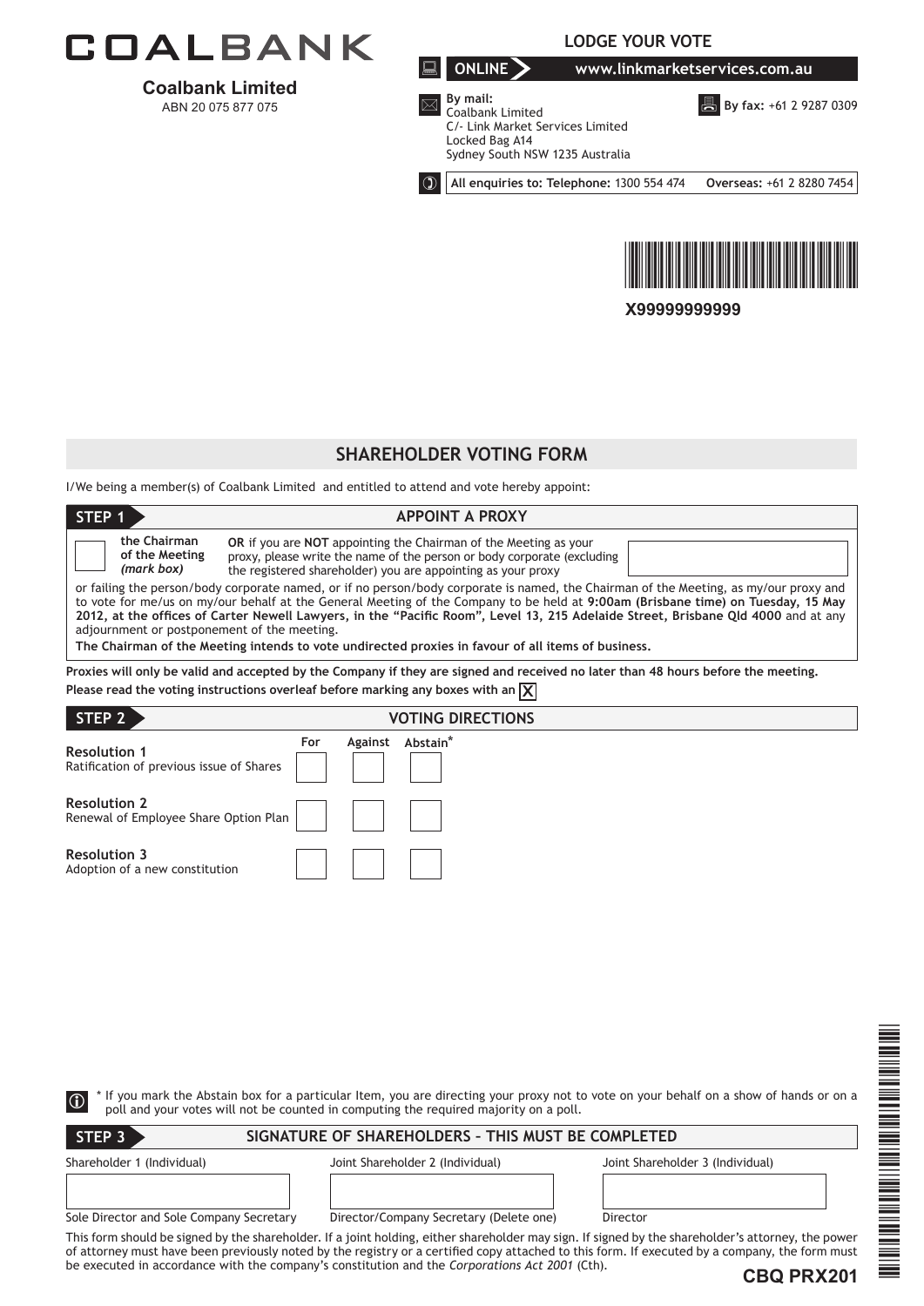# COALBANK

**Coalbank Limited**
ABN 20 075 877 075

## LODGE YOUR VOTE

**ONLINE** www.linkmarketservices.com.au

**By mail:**
Coalbank Limited
C/- Link Market Services Limited
Locked Bag A14
Sydney South NSW 1235 Australia

**By fax:** +61 2 9287 0309

**All enquiries to: Telephone:** 1300 554 474 **Overseas:** +61 2 8280 7454

X99999999999

## SHAREHOLDER VOTING FORM

I/We being a member(s) of Coalbank Limited and entitled to attend and vote hereby appoint:

### STEP 1 APPOINT A PROXY

☐ **the Chairman of the Meeting** ***(mark box)***

**OR** if you are **NOT** appointing the Chairman of the Meeting as your proxy, please write the name of the person or body corporate (excluding the registered shareholder) you are appointing as your proxy

or failing the person/body corporate named, or if no person/body corporate is named, the Chairman of the Meeting, as my/our proxy and to vote for me/us on my/our behalf at the General Meeting of the Company to be held at **9:00am (Brisbane time) on Tuesday, 15 May 2012, at the offices of Carter Newell Lawyers, in the "Pacific Room", Level 13, 215 Adelaide Street, Brisbane Qld 4000** and at any adjournment or postponement of the meeting.

**The Chairman of the Meeting intends to vote undirected proxies in favour of all items of business.**

**Proxies will only be valid and accepted by the Company if they are signed and received no later than 48 hours before the meeting.**
**Please read the voting instructions overleaf before marking any boxes with an** ☒

### STEP 2 VOTING DIRECTIONS

| | For | Against | Abstain* |
|---|---|---|---|
| **Resolution 1** Ratification of previous issue of Shares | ☐ | ☐ | ☐ |
| **Resolution 2** Renewal of Employee Share Option Plan | ☐ | ☐ | ☐ |
| **Resolution 3** Adoption of a new constitution | ☐ | ☐ | ☐ |

* If you mark the Abstain box for a particular Item, you are directing your proxy not to vote on your behalf on a show of hands or on a poll and your votes will not be counted in computing the required majority on a poll.

### STEP 3 SIGNATURE OF SHAREHOLDERS – THIS MUST BE COMPLETED

| Shareholder 1 (Individual) | Joint Shareholder 2 (Individual) | Joint Shareholder 3 (Individual) |
|---|---|---|
| | | |
| Sole Director and Sole Company Secretary | Director/Company Secretary (Delete one) | Director |

This form should be signed by the shareholder. If a joint holding, either shareholder may sign. If signed by the shareholder's attorney, the power of attorney must have been previously noted by the registry or a certified copy attached to this form. If executed by a company, the form must be executed in accordance with the company's constitution and the *Corporations Act 2001* (Cth).

**CBQ PRX201**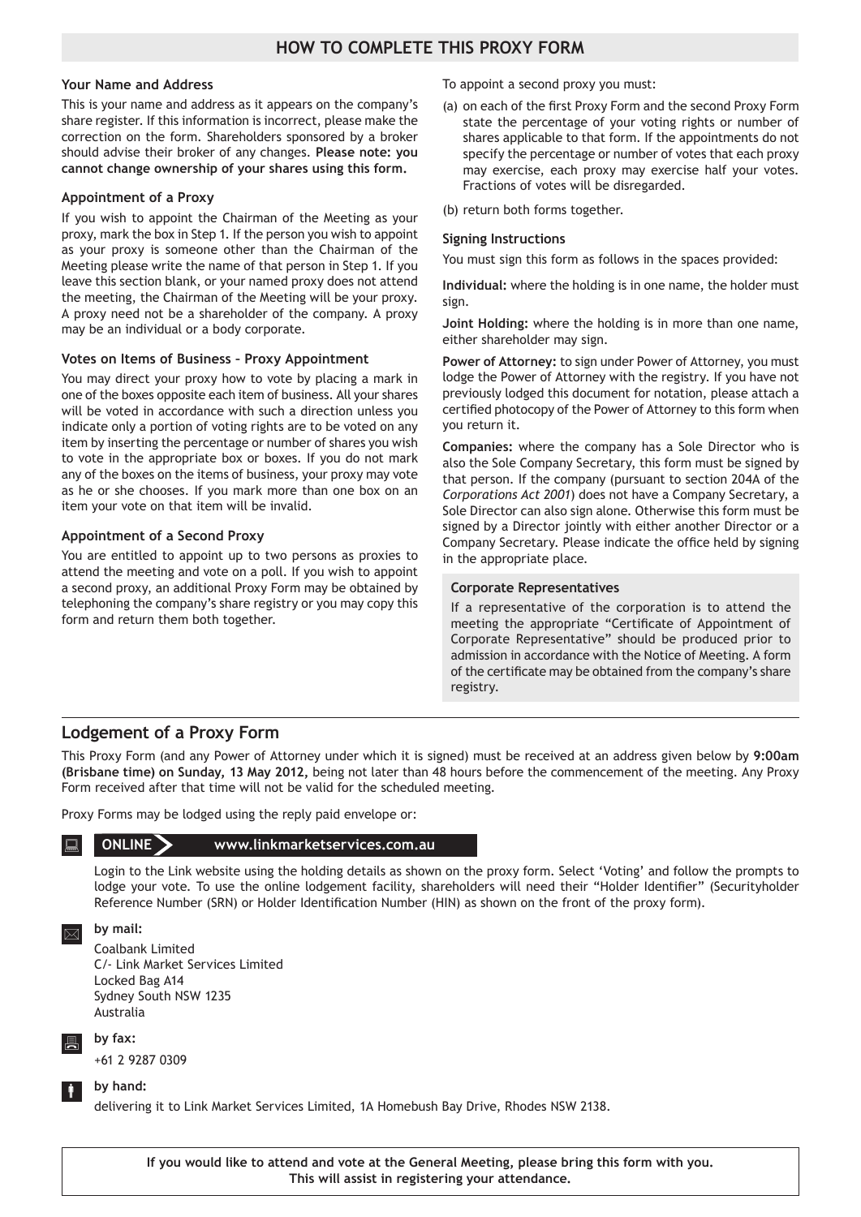## HOW TO COMPLETE THIS PROXY FORM

### Your Name and Address

This is your name and address as it appears on the company's share register. If this information is incorrect, please make the correction on the form. Shareholders sponsored by a broker should advise their broker of any changes. **Please note: you cannot change ownership of your shares using this form.**

### Appointment of a Proxy

If you wish to appoint the Chairman of the Meeting as your proxy, mark the box in Step 1. If the person you wish to appoint as your proxy is someone other than the Chairman of the Meeting please write the name of that person in Step 1. If you leave this section blank, or your named proxy does not attend the meeting, the Chairman of the Meeting will be your proxy. A proxy need not be a shareholder of the company. A proxy may be an individual or a body corporate.

### Votes on Items of Business – Proxy Appointment

You may direct your proxy how to vote by placing a mark in one of the boxes opposite each item of business. All your shares will be voted in accordance with such a direction unless you indicate only a portion of voting rights are to be voted on any item by inserting the percentage or number of shares you wish to vote in the appropriate box or boxes. If you do not mark any of the boxes on the items of business, your proxy may vote as he or she chooses. If you mark more than one box on an item your vote on that item will be invalid.

### Appointment of a Second Proxy

You are entitled to appoint up to two persons as proxies to attend the meeting and vote on a poll. If you wish to appoint a second proxy, an additional Proxy Form may be obtained by telephoning the company's share registry or you may copy this form and return them both together.

To appoint a second proxy you must:

(a) on each of the first Proxy Form and the second Proxy Form state the percentage of your voting rights or number of shares applicable to that form. If the appointments do not specify the percentage or number of votes that each proxy may exercise, each proxy may exercise half your votes. Fractions of votes will be disregarded.

(b) return both forms together.

### Signing Instructions

You must sign this form as follows in the spaces provided:

**Individual:** where the holding is in one name, the holder must sign.

**Joint Holding:** where the holding is in more than one name, either shareholder may sign.

**Power of Attorney:** to sign under Power of Attorney, you must lodge the Power of Attorney with the registry. If you have not previously lodged this document for notation, please attach a certified photocopy of the Power of Attorney to this form when you return it.

**Companies:** where the company has a Sole Director who is also the Sole Company Secretary, this form must be signed by that person. If the company (pursuant to section 204A of the *Corporations Act 2001*) does not have a Company Secretary, a Sole Director can also sign alone. Otherwise this form must be signed by a Director jointly with either another Director or a Company Secretary. Please indicate the office held by signing in the appropriate place.

### Corporate Representatives

If a representative of the corporation is to attend the meeting the appropriate "Certificate of Appointment of Corporate Representative" should be produced prior to admission in accordance with the Notice of Meeting. A form of the certificate may be obtained from the company's share registry.

## Lodgement of a Proxy Form

This Proxy Form (and any Power of Attorney under which it is signed) must be received at an address given below by **9:00am (Brisbane time) on Sunday, 13 May 2012,** being not later than 48 hours before the commencement of the meeting. Any Proxy Form received after that time will not be valid for the scheduled meeting.

Proxy Forms may be lodged using the reply paid envelope or:

**ONLINE** **www.linkmarketservices.com.au**

Login to the Link website using the holding details as shown on the proxy form. Select 'Voting' and follow the prompts to lodge your vote. To use the online lodgement facility, shareholders will need their "Holder Identifier" (Securityholder Reference Number (SRN) or Holder Identification Number (HIN) as shown on the front of the proxy form).

**by mail:**

Coalbank Limited
C/- Link Market Services Limited
Locked Bag A14
Sydney South NSW 1235
Australia

**by fax:**

+61 2 9287 0309

**by hand:**

delivering it to Link Market Services Limited, 1A Homebush Bay Drive, Rhodes NSW 2138.

**If you would like to attend and vote at the General Meeting, please bring this form with you. This will assist in registering your attendance.**